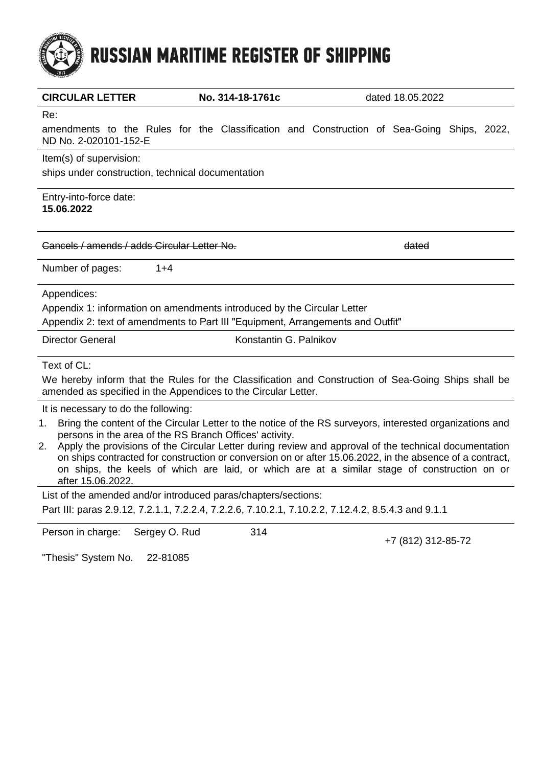# RUSSIAN MARITIME REGISTER OF SHIPPING

**CIRCULAR LETTER** **No. 314-18-1761c** dated 18.05.2022

Re:

amendments to the Rules for the Classification and Construction of Sea-Going Ships, 2022, ND No. 2-020101-152-E

Item(s) of supervision:

ships under construction, technical documentation

Entry-into-force date:

**15.06.2022**

~~Cancels / amends / adds Circular Letter No.~~ ~~dated~~

Number of pages: 1+4

Appendices:

Appendix 1: information on amendments introduced by the Circular Letter

Appendix 2: text of amendments to Part III "Equipment, Arrangements and Outfit"

Director General Konstantin G. Palnikov

Text of CL:

We hereby inform that the Rules for the Classification and Construction of Sea-Going Ships shall be amended as specified in the Appendices to the Circular Letter.

It is necessary to do the following:

1. Bring the content of the Circular Letter to the notice of the RS surveyors, interested organizations and persons in the area of the RS Branch Offices' activity.
2. Apply the provisions of the Circular Letter during review and approval of the technical documentation on ships contracted for construction or conversion on or after 15.06.2022, in the absence of a contract, on ships, the keels of which are laid, or which are at a similar stage of construction on or after 15.06.2022.

List of the amended and/or introduced paras/chapters/sections:

Part III: paras 2.9.12, 7.2.1.1, 7.2.2.4, 7.2.2.6, 7.10.2.1, 7.10.2.2, 7.12.4.2, 8.5.4.3 and 9.1.1

Person in charge: Sergey O. Rud 314 +7 (812) 312-85-72

"Thesis" System No. 22-81085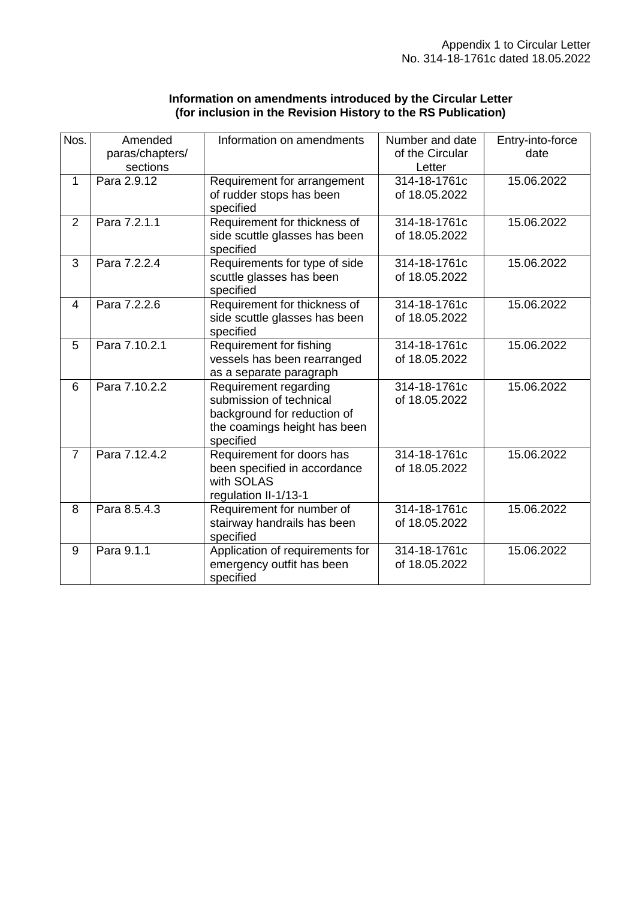Appendix 1 to Circular Letter
No. 314-18-1761c dated 18.05.2022

**Information on amendments introduced by the Circular Letter**
**(for inclusion in the Revision History to the RS Publication)**

| Nos. | Amended paras/chapters/ sections | Information on amendments | Number and date of the Circular Letter | Entry-into-force date |
|---|---|---|---|---|
| 1 | Para 2.9.12 | Requirement for arrangement of rudder stops has been specified | 314-18-1761c of 18.05.2022 | 15.06.2022 |
| 2 | Para 7.2.1.1 | Requirement for thickness of side scuttle glasses has been specified | 314-18-1761c of 18.05.2022 | 15.06.2022 |
| 3 | Para 7.2.2.4 | Requirements for type of side scuttle glasses has been specified | 314-18-1761c of 18.05.2022 | 15.06.2022 |
| 4 | Para 7.2.2.6 | Requirement for thickness of side scuttle glasses has been specified | 314-18-1761c of 18.05.2022 | 15.06.2022 |
| 5 | Para 7.10.2.1 | Requirement for fishing vessels has been rearranged as a separate paragraph | 314-18-1761c of 18.05.2022 | 15.06.2022 |
| 6 | Para 7.10.2.2 | Requirement regarding submission of technical background for reduction of the coamings height has been specified | 314-18-1761c of 18.05.2022 | 15.06.2022 |
| 7 | Para 7.12.4.2 | Requirement for doors has been specified in accordance with SOLAS regulation II-1/13-1 | 314-18-1761c of 18.05.2022 | 15.06.2022 |
| 8 | Para 8.5.4.3 | Requirement for number of stairway handrails has been specified | 314-18-1761c of 18.05.2022 | 15.06.2022 |
| 9 | Para 9.1.1 | Application of requirements for emergency outfit has been specified | 314-18-1761c of 18.05.2022 | 15.06.2022 |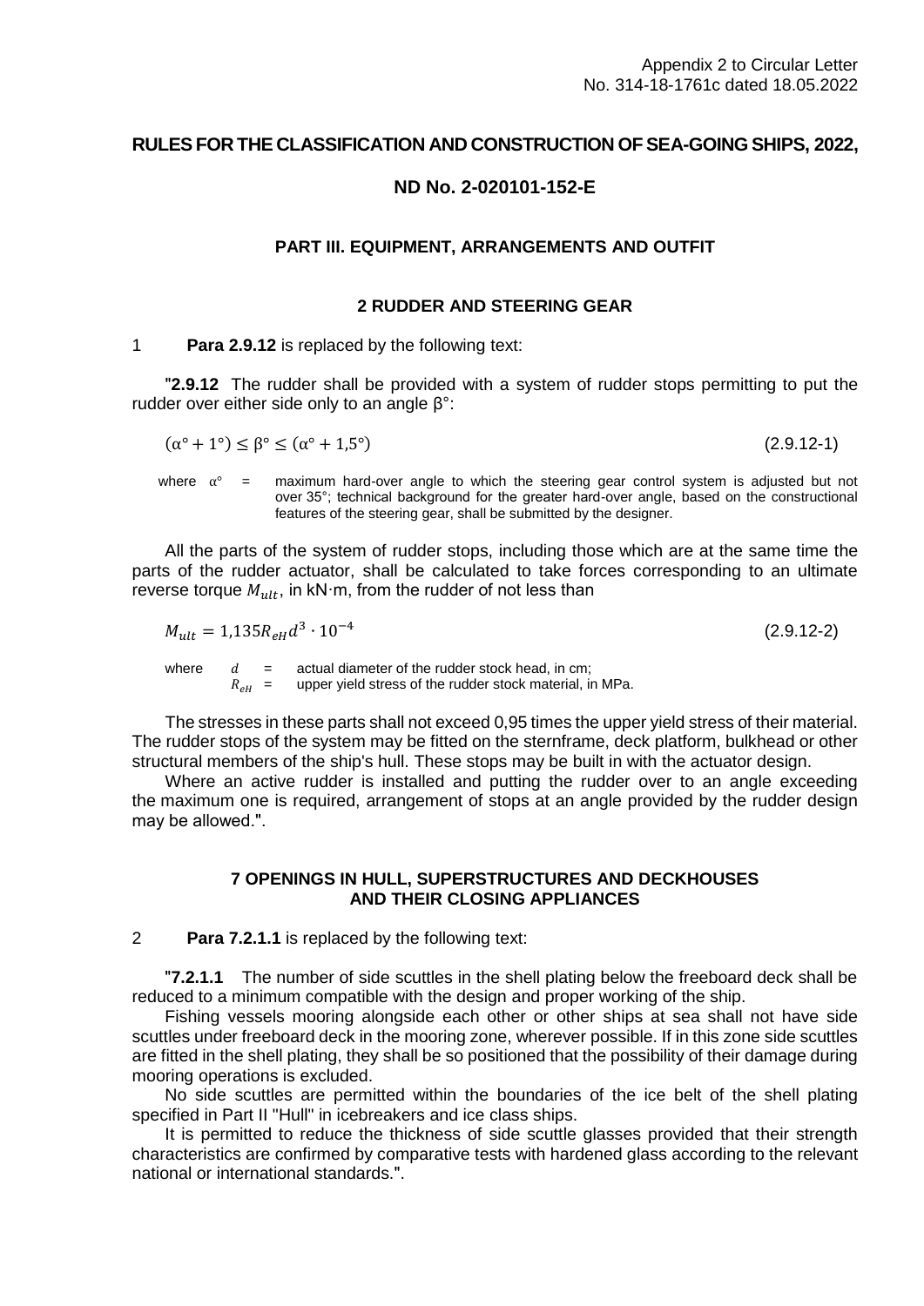Appendix 2 to Circular Letter
No. 314-18-1761c dated 18.05.2022

## RULES FOR THE CLASSIFICATION AND CONSTRUCTION OF SEA-GOING SHIPS, 2022,

## ND No. 2-020101-152-E

### PART III. EQUIPMENT, ARRANGEMENTS AND OUTFIT

### 2 RUDDER AND STEERING GEAR

1 **Para 2.9.12** is replaced by the following text:

"**2.9.12** The rudder shall be provided with a system of rudder stops permitting to put the rudder over either side only to an angle β°:

$$(\alpha° + 1°) \leq \beta° \leq (\alpha° + 1{,}5°) \qquad (2.9.12\text{-}1)$$

where $\alpha°$ = maximum hard-over angle to which the steering gear control system is adjusted but not over 35°; technical background for the greater hard-over angle, based on the constructional features of the steering gear, shall be submitted by the designer.

All the parts of the system of rudder stops, including those which are at the same time the parts of the rudder actuator, shall be calculated to take forces corresponding to an ultimate reverse torque $M_{ult}$, in kN·m, from the rudder of not less than

$$M_{ult} = 1{,}135 R_{eH} d^3 \cdot 10^{-4} \qquad (2.9.12\text{-}2)$$

where $d$ = actual diameter of the rudder stock head, in cm;
$R_{eH}$ = upper yield stress of the rudder stock material, in MPa.

The stresses in these parts shall not exceed 0,95 times the upper yield stress of their material. The rudder stops of the system may be fitted on the sternframe, deck platform, bulkhead or other structural members of the ship's hull. These stops may be built in with the actuator design.

Where an active rudder is installed and putting the rudder over to an angle exceeding the maximum one is required, arrangement of stops at an angle provided by the rudder design may be allowed.".

### 7 OPENINGS IN HULL, SUPERSTRUCTURES AND DECKHOUSES AND THEIR CLOSING APPLIANCES

2 **Para 7.2.1.1** is replaced by the following text:

"**7.2.1.1** The number of side scuttles in the shell plating below the freeboard deck shall be reduced to a minimum compatible with the design and proper working of the ship.

Fishing vessels mooring alongside each other or other ships at sea shall not have side scuttles under freeboard deck in the mooring zone, wherever possible. If in this zone side scuttles are fitted in the shell plating, they shall be so positioned that the possibility of their damage during mooring operations is excluded.

No side scuttles are permitted within the boundaries of the ice belt of the shell plating specified in Part II "Hull" in icebreakers and ice class ships.

It is permitted to reduce the thickness of side scuttle glasses provided that their strength characteristics are confirmed by comparative tests with hardened glass according to the relevant national or international standards.".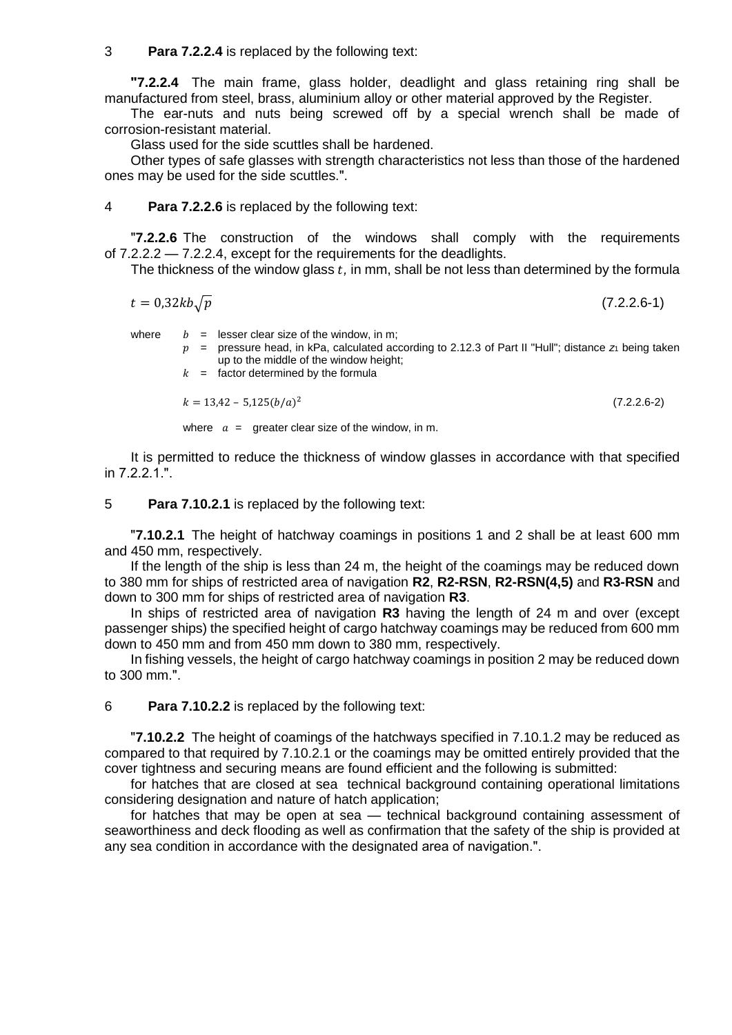3 **Para 7.2.2.4** is replaced by the following text:

"**7.2.2.4** The main frame, glass holder, deadlight and glass retaining ring shall be manufactured from steel, brass, aluminium alloy or other material approved by the Register.

The ear-nuts and nuts being screwed off by a special wrench shall be made of corrosion-resistant material.

Glass used for the side scuttles shall be hardened.

Other types of safe glasses with strength characteristics not less than those of the hardened ones may be used for the side scuttles.".

4 **Para 7.2.2.6** is replaced by the following text:

"**7.2.2.6** The construction of the windows shall comply with the requirements of 7.2.2.2 — 7.2.2.4, except for the requirements for the deadlights.

The thickness of the window glass $t$, in mm, shall be not less than determined by the formula

$$t = 0{,}32kb\sqrt{p} \qquad (7.2.2.6\text{-}1)$$

where $b$ = lesser clear size of the window, in m;
$p$ = pressure head, in kPa, calculated according to 2.12.3 of Part II "Hull"; distance $z_1$ being taken up to the middle of the window height;
$k$ = factor determined by the formula

$$k = 13{,}42 - 5{,}125(b/a)^2 \qquad (7.2.2.6\text{-}2)$$

where $a$ = greater clear size of the window, in m.

It is permitted to reduce the thickness of window glasses in accordance with that specified in 7.2.2.1.".

5 **Para 7.10.2.1** is replaced by the following text:

"**7.10.2.1** The height of hatchway coamings in positions 1 and 2 shall be at least 600 mm and 450 mm, respectively.

If the length of the ship is less than 24 m, the height of the coamings may be reduced down to 380 mm for ships of restricted area of navigation **R2**, **R2-RSN**, **R2-RSN(4,5)** and **R3-RSN** and down to 300 mm for ships of restricted area of navigation **R3**.

In ships of restricted area of navigation **R3** having the length of 24 m and over (except passenger ships) the specified height of cargo hatchway coamings may be reduced from 600 mm down to 450 mm and from 450 mm down to 380 mm, respectively.

In fishing vessels, the height of cargo hatchway coamings in position 2 may be reduced down to 300 mm.".

6 **Para 7.10.2.2** is replaced by the following text:

"**7.10.2.2** The height of coamings of the hatchways specified in 7.10.1.2 may be reduced as compared to that required by 7.10.2.1 or the coamings may be omitted entirely provided that the cover tightness and securing means are found efficient and the following is submitted:

for hatches that are closed at sea technical background containing operational limitations considering designation and nature of hatch application;

for hatches that may be open at sea — technical background containing assessment of seaworthiness and deck flooding as well as confirmation that the safety of the ship is provided at any sea condition in accordance with the designated area of navigation.".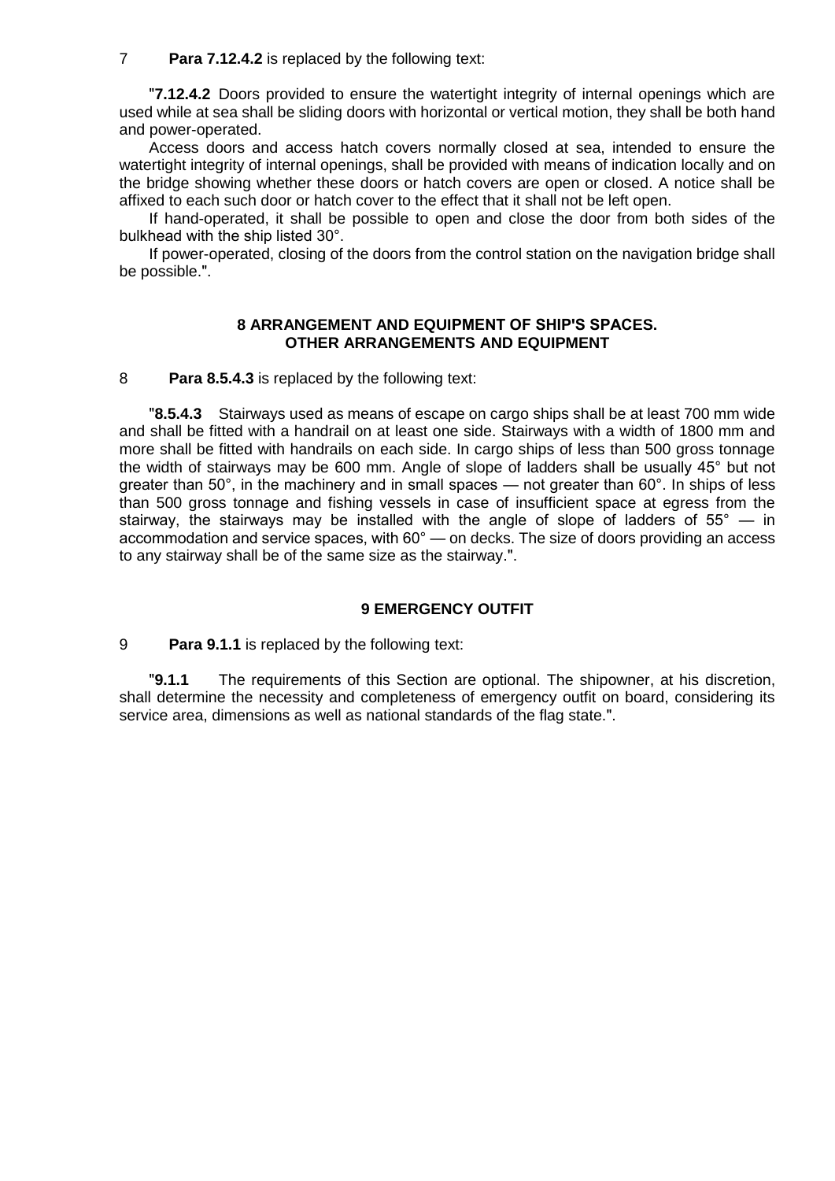7 **Para 7.12.4.2** is replaced by the following text:

"**7.12.4.2** Doors provided to ensure the watertight integrity of internal openings which are used while at sea shall be sliding doors with horizontal or vertical motion, they shall be both hand and power-operated.

Access doors and access hatch covers normally closed at sea, intended to ensure the watertight integrity of internal openings, shall be provided with means of indication locally and on the bridge showing whether these doors or hatch covers are open or closed. A notice shall be affixed to each such door or hatch cover to the effect that it shall not be left open.

If hand-operated, it shall be possible to open and close the door from both sides of the bulkhead with the ship listed 30°.

If power-operated, closing of the doors from the control station on the navigation bridge shall be possible.".

## 8 ARRANGEMENT AND EQUIPMENT OF SHIP'S SPACES. OTHER ARRANGEMENTS AND EQUIPMENT

8 **Para 8.5.4.3** is replaced by the following text:

"**8.5.4.3** Stairways used as means of escape on cargo ships shall be at least 700 mm wide and shall be fitted with a handrail on at least one side. Stairways with a width of 1800 mm and more shall be fitted with handrails on each side. In cargo ships of less than 500 gross tonnage the width of stairways may be 600 mm. Angle of slope of ladders shall be usually 45° but not greater than 50°, in the machinery and in small spaces — not greater than 60°. In ships of less than 500 gross tonnage and fishing vessels in case of insufficient space at egress from the stairway, the stairways may be installed with the angle of slope of ladders of 55° — in accommodation and service spaces, with 60° — on decks. The size of doors providing an access to any stairway shall be of the same size as the stairway.".

## 9 EMERGENCY OUTFIT

9 **Para 9.1.1** is replaced by the following text:

"**9.1.1** The requirements of this Section are optional. The shipowner, at his discretion, shall determine the necessity and completeness of emergency outfit on board, considering its service area, dimensions as well as national standards of the flag state.".